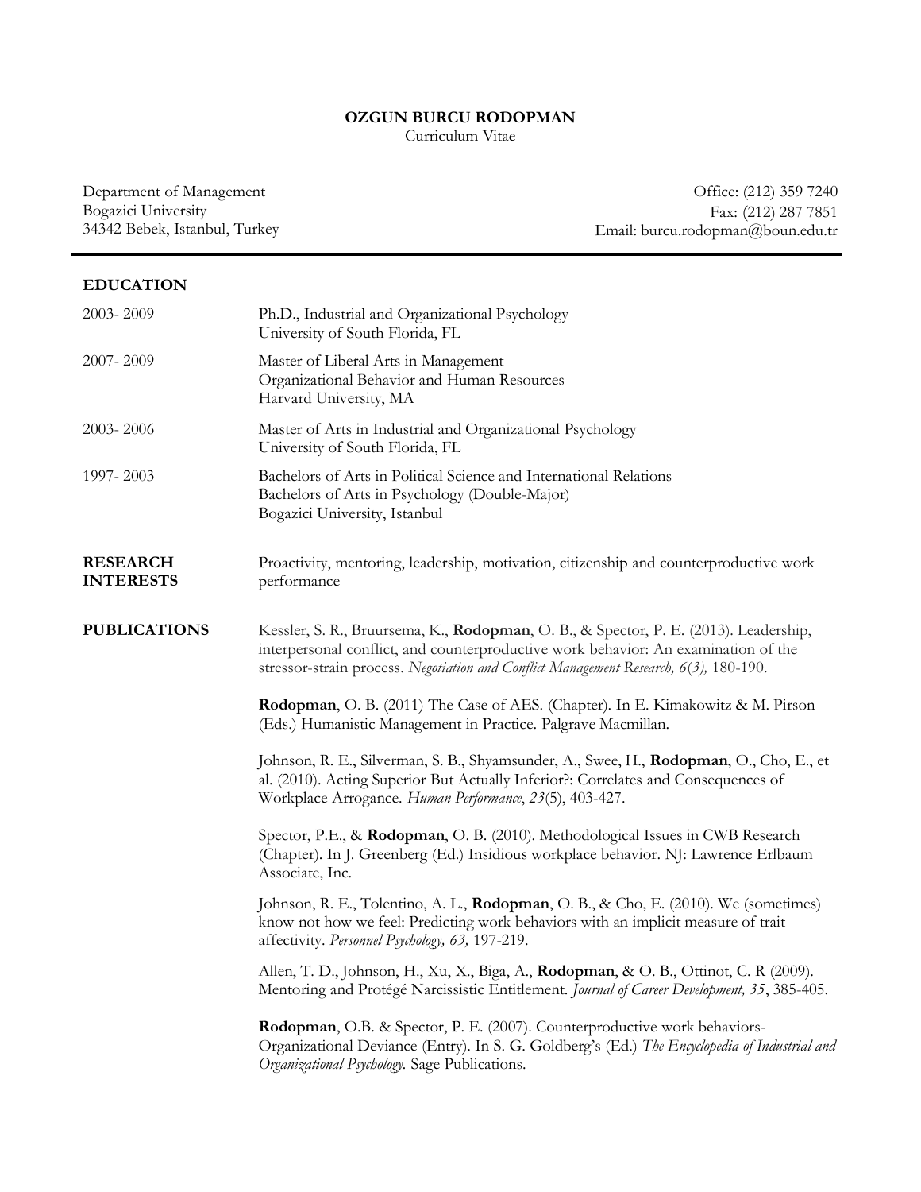# OZGUN BURCU RODOPMAN

Curriculum Vitae

Department of Management
Bogazici University
34342 Bebek, Istanbul, Turkey

Office: (212) 359 7240
Fax: (212) 287 7851
Email: burcu.rodopman@boun.edu.tr

---

## EDUCATION

2003- 2009 — Ph.D., Industrial and Organizational Psychology
University of South Florida, FL

2007- 2009 — Master of Liberal Arts in Management
Organizational Behavior and Human Resources
Harvard University, MA

2003- 2006 — Master of Arts in Industrial and Organizational Psychology
University of South Florida, FL

1997- 2003 — Bachelors of Arts in Political Science and International Relations
Bachelors of Arts in Psychology (Double-Major)
Bogazici University, Istanbul

## RESEARCH INTERESTS

Proactivity, mentoring, leadership, motivation, citizenship and counterproductive work performance

## PUBLICATIONS

Kessler, S. R., Bruursema, K., **Rodopman**, O. B., & Spector, P. E. (2013). Leadership, interpersonal conflict, and counterproductive work behavior: An examination of the stressor-strain process. *Negotiation and Conflict Management Research, 6(3),* 180-190.

**Rodopman**, O. B. (2011) The Case of AES. (Chapter). In E. Kimakowitz & M. Pirson (Eds.) Humanistic Management in Practice. Palgrave Macmillan.

Johnson, R. E., Silverman, S. B., Shyamsunder, A., Swee, H., **Rodopman**, O., Cho, E., et al. (2010). Acting Superior But Actually Inferior?: Correlates and Consequences of Workplace Arrogance. *Human Performance*, *23*(5), 403-427.

Spector, P.E., & **Rodopman**, O. B. (2010). Methodological Issues in CWB Research (Chapter). In J. Greenberg (Ed.) Insidious workplace behavior. NJ: Lawrence Erlbaum Associate, Inc.

Johnson, R. E., Tolentino, A. L., **Rodopman**, O. B., & Cho, E. (2010). We (sometimes) know not how we feel: Predicting work behaviors with an implicit measure of trait affectivity. *Personnel Psychology, 63,* 197-219.

Allen, T. D., Johnson, H., Xu, X., Biga, A., **Rodopman**, & O. B., Ottinot, C. R (2009). Mentoring and Protégé Narcissistic Entitlement. *Journal of Career Development, 35*, 385-405.

**Rodopman**, O.B. & Spector, P. E. (2007). Counterproductive work behaviors-Organizational Deviance (Entry). In S. G. Goldberg's (Ed.) *The Encyclopedia of Industrial and Organizational Psychology.* Sage Publications.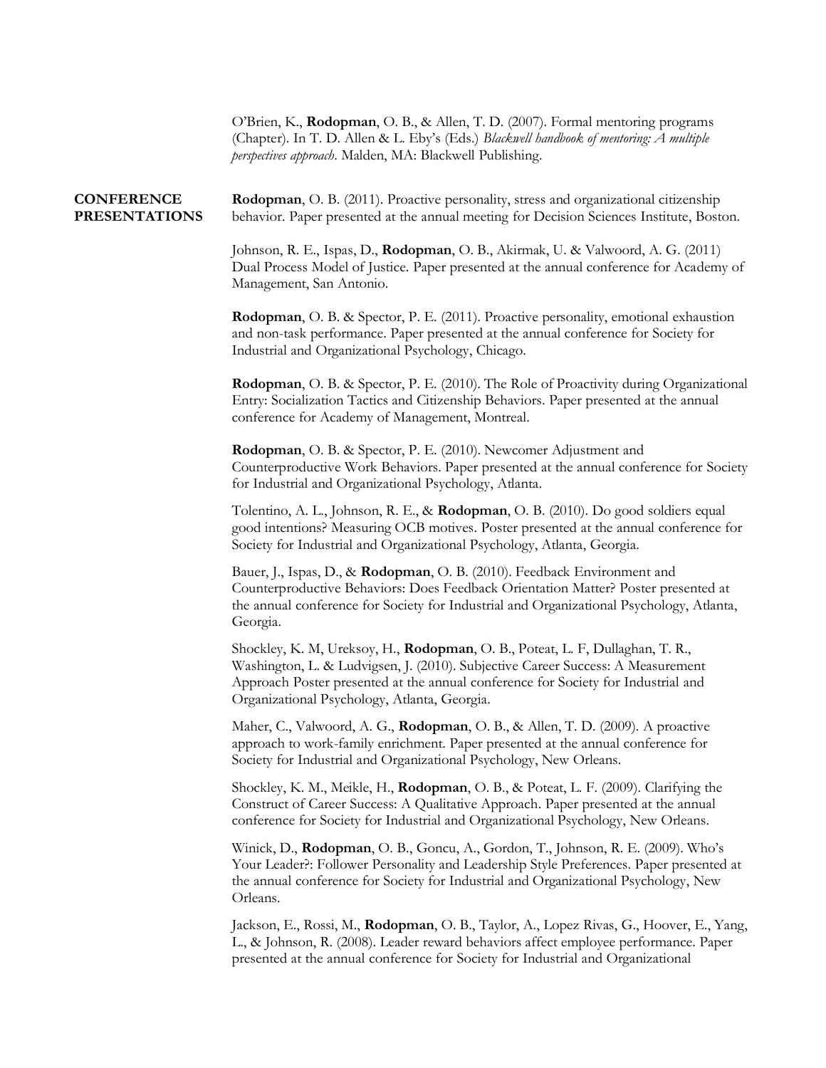O'Brien, K., **Rodopman**, O. B., & Allen, T. D. (2007). Formal mentoring programs (Chapter). In T. D. Allen & L. Eby's (Eds.) *Blackwell handbook of mentoring: A multiple perspectives approach*. Malden, MA: Blackwell Publishing.

## CONFERENCE PRESENTATIONS

**Rodopman**, O. B. (2011). Proactive personality, stress and organizational citizenship behavior. Paper presented at the annual meeting for Decision Sciences Institute, Boston.

Johnson, R. E., Ispas, D., **Rodopman**, O. B., Akirmak, U. & Valwoord, A. G. (2011) Dual Process Model of Justice. Paper presented at the annual conference for Academy of Management, San Antonio.

**Rodopman**, O. B. & Spector, P. E. (2011). Proactive personality, emotional exhaustion and non-task performance. Paper presented at the annual conference for Society for Industrial and Organizational Psychology, Chicago.

**Rodopman**, O. B. & Spector, P. E. (2010). The Role of Proactivity during Organizational Entry: Socialization Tactics and Citizenship Behaviors. Paper presented at the annual conference for Academy of Management, Montreal.

**Rodopman**, O. B. & Spector, P. E. (2010). Newcomer Adjustment and Counterproductive Work Behaviors. Paper presented at the annual conference for Society for Industrial and Organizational Psychology, Atlanta.

Tolentino, A. L., Johnson, R. E., & **Rodopman**, O. B. (2010). Do good soldiers equal good intentions? Measuring OCB motives. Poster presented at the annual conference for Society for Industrial and Organizational Psychology, Atlanta, Georgia.

Bauer, J., Ispas, D., & **Rodopman**, O. B. (2010). Feedback Environment and Counterproductive Behaviors: Does Feedback Orientation Matter? Poster presented at the annual conference for Society for Industrial and Organizational Psychology, Atlanta, Georgia.

Shockley, K. M, Ureksoy, H., **Rodopman**, O. B., Poteat, L. F, Dullaghan, T. R., Washington, L. & Ludvigsen, J. (2010). Subjective Career Success: A Measurement Approach Poster presented at the annual conference for Society for Industrial and Organizational Psychology, Atlanta, Georgia.

Maher, C., Valwoord, A. G., **Rodopman**, O. B., & Allen, T. D. (2009). A proactive approach to work-family enrichment. Paper presented at the annual conference for Society for Industrial and Organizational Psychology, New Orleans.

Shockley, K. M., Meikle, H., **Rodopman**, O. B., & Poteat, L. F. (2009). Clarifying the Construct of Career Success: A Qualitative Approach. Paper presented at the annual conference for Society for Industrial and Organizational Psychology, New Orleans.

Winick, D., **Rodopman**, O. B., Goncu, A., Gordon, T., Johnson, R. E. (2009). Who's Your Leader?: Follower Personality and Leadership Style Preferences. Paper presented at the annual conference for Society for Industrial and Organizational Psychology, New Orleans.

Jackson, E., Rossi, M., **Rodopman**, O. B., Taylor, A., Lopez Rivas, G., Hoover, E., Yang, L., & Johnson, R. (2008). Leader reward behaviors affect employee performance. Paper presented at the annual conference for Society for Industrial and Organizational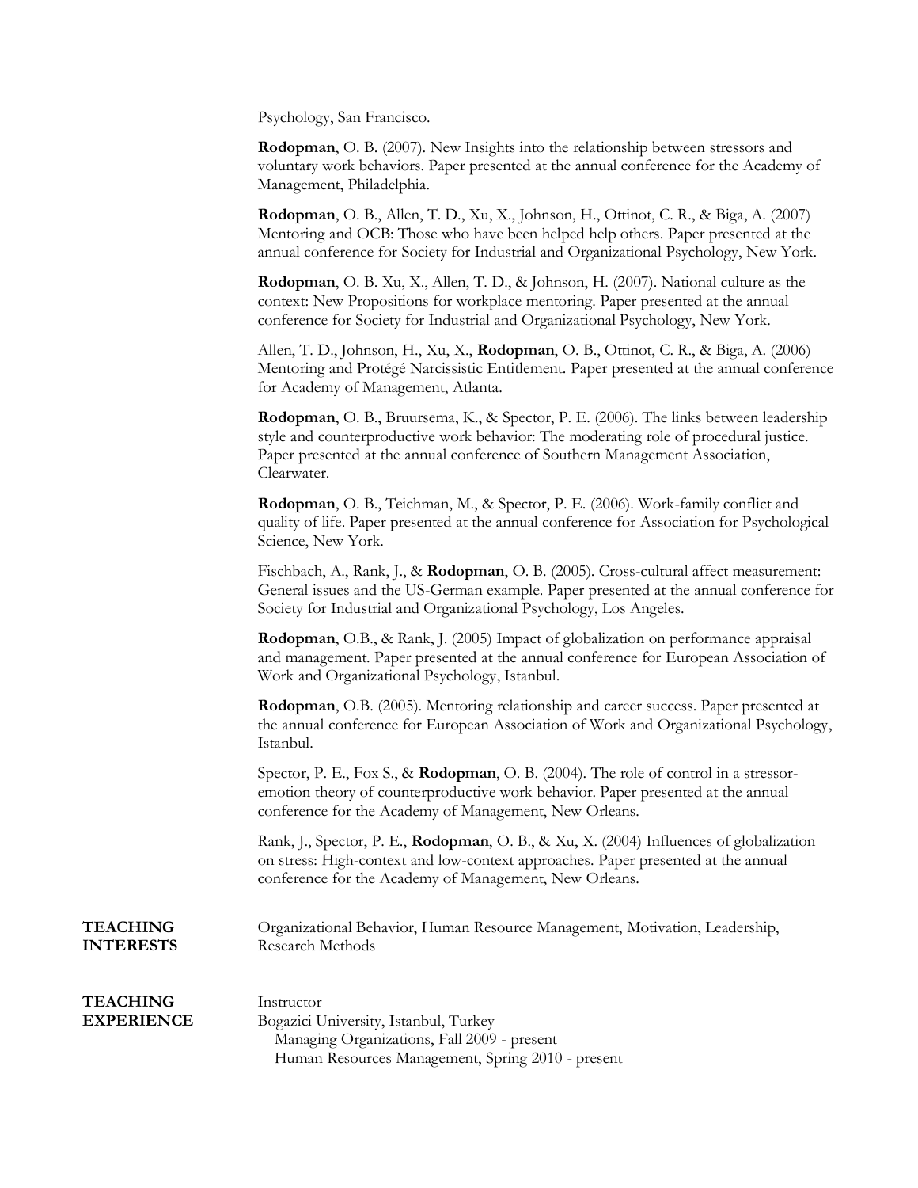Psychology, San Francisco.

**Rodopman**, O. B. (2007). New Insights into the relationship between stressors and voluntary work behaviors. Paper presented at the annual conference for the Academy of Management, Philadelphia.

**Rodopman**, O. B., Allen, T. D., Xu, X., Johnson, H., Ottinot, C. R., & Biga, A. (2007) Mentoring and OCB: Those who have been helped help others. Paper presented at the annual conference for Society for Industrial and Organizational Psychology, New York.

**Rodopman**, O. B. Xu, X., Allen, T. D., & Johnson, H. (2007). National culture as the context: New Propositions for workplace mentoring. Paper presented at the annual conference for Society for Industrial and Organizational Psychology, New York.

Allen, T. D., Johnson, H., Xu, X., **Rodopman**, O. B., Ottinot, C. R., & Biga, A. (2006) Mentoring and Protégé Narcissistic Entitlement. Paper presented at the annual conference for Academy of Management, Atlanta.

**Rodopman**, O. B., Bruursema, K., & Spector, P. E. (2006). The links between leadership style and counterproductive work behavior: The moderating role of procedural justice. Paper presented at the annual conference of Southern Management Association, Clearwater.

**Rodopman**, O. B., Teichman, M., & Spector, P. E. (2006). Work-family conflict and quality of life. Paper presented at the annual conference for Association for Psychological Science, New York.

Fischbach, A., Rank, J., & **Rodopman**, O. B. (2005). Cross-cultural affect measurement: General issues and the US-German example. Paper presented at the annual conference for Society for Industrial and Organizational Psychology, Los Angeles.

**Rodopman**, O.B., & Rank, J. (2005) Impact of globalization on performance appraisal and management. Paper presented at the annual conference for European Association of Work and Organizational Psychology, Istanbul.

**Rodopman**, O.B. (2005). Mentoring relationship and career success. Paper presented at the annual conference for European Association of Work and Organizational Psychology, Istanbul.

Spector, P. E., Fox S., & **Rodopman**, O. B. (2004). The role of control in a stressor-emotion theory of counterproductive work behavior. Paper presented at the annual conference for the Academy of Management, New Orleans.

Rank, J., Spector, P. E., **Rodopman**, O. B., & Xu, X. (2004) Influences of globalization on stress: High-context and low-context approaches. Paper presented at the annual conference for the Academy of Management, New Orleans.

## TEACHING INTERESTS

Organizational Behavior, Human Resource Management, Motivation, Leadership, Research Methods

## TEACHING EXPERIENCE

Instructor
Bogazici University, Istanbul, Turkey
- Managing Organizations, Fall 2009 - present
- Human Resources Management, Spring 2010 - present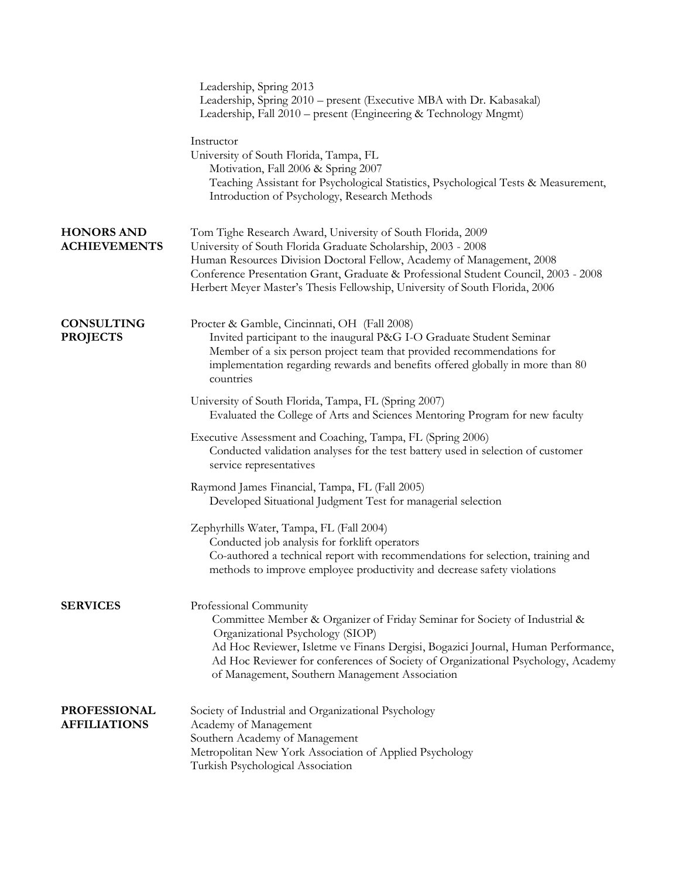Leadership, Spring 2013
Leadership, Spring 2010 – present (Executive MBA with Dr. Kabasakal)
Leadership, Fall 2010 – present (Engineering & Technology Mngmt)

Instructor
University of South Florida, Tampa, FL
Motivation, Fall 2006 & Spring 2007
Teaching Assistant for Psychological Statistics, Psychological Tests & Measurement, Introduction of Psychology, Research Methods

## HONORS AND ACHIEVEMENTS

Tom Tighe Research Award, University of South Florida, 2009
University of South Florida Graduate Scholarship, 2003 - 2008
Human Resources Division Doctoral Fellow, Academy of Management, 2008
Conference Presentation Grant, Graduate & Professional Student Council, 2003 - 2008
Herbert Meyer Master's Thesis Fellowship, University of South Florida, 2006

## CONSULTING PROJECTS

Procter & Gamble, Cincinnati, OH (Fall 2008)
Invited participant to the inaugural P&G I-O Graduate Student Seminar
Member of a six person project team that provided recommendations for implementation regarding rewards and benefits offered globally in more than 80 countries

University of South Florida, Tampa, FL (Spring 2007)
Evaluated the College of Arts and Sciences Mentoring Program for new faculty

Executive Assessment and Coaching, Tampa, FL (Spring 2006)
Conducted validation analyses for the test battery used in selection of customer service representatives

Raymond James Financial, Tampa, FL (Fall 2005)
Developed Situational Judgment Test for managerial selection

Zephyrhills Water, Tampa, FL (Fall 2004)
Conducted job analysis for forklift operators
Co-authored a technical report with recommendations for selection, training and methods to improve employee productivity and decrease safety violations

## SERVICES

Professional Community
Committee Member & Organizer of Friday Seminar for Society of Industrial & Organizational Psychology (SIOP)
Ad Hoc Reviewer, Isletme ve Finans Dergisi, Bogazici Journal, Human Performance,
Ad Hoc Reviewer for conferences of Society of Organizational Psychology, Academy of Management, Southern Management Association

## PROFESSIONAL AFFILIATIONS

Society of Industrial and Organizational Psychology
Academy of Management
Southern Academy of Management
Metropolitan New York Association of Applied Psychology
Turkish Psychological Association